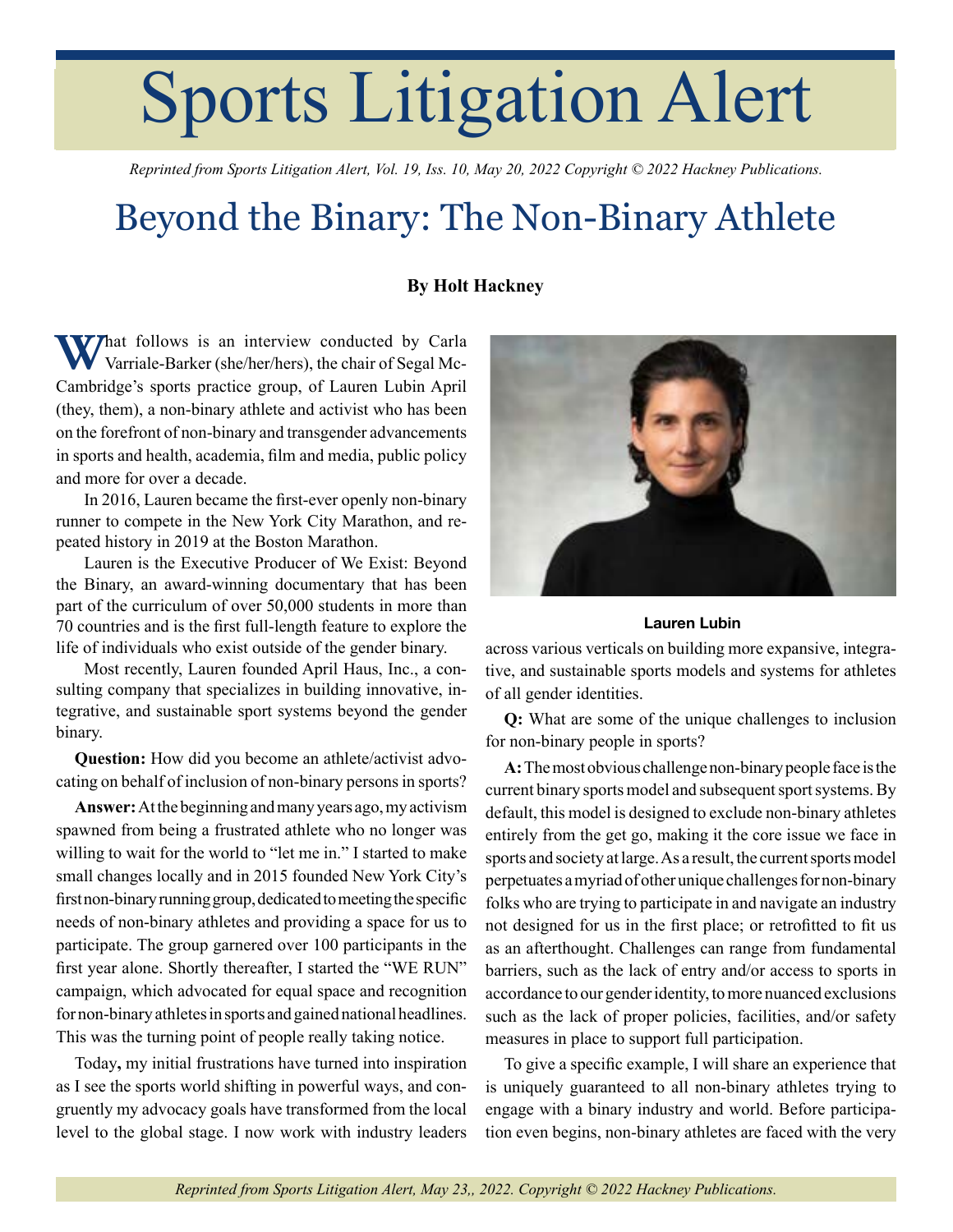# Sports Litigation Alert

*Reprinted from Sports Litigation Alert, Vol. 19, Iss. 10, May 20, 2022 Copyright © 2022 Hackney Publications.*

## Beyond the Binary: The Non-Binary Athlete

**By Holt Hackney**

What follows is an interview conducted by Carla Varriale-Barker (she/her/hers), the chair of Segal McCambridge's sports practice group, of Lauren Lubin April (they, them), a non-binary athlete and activist who has been on the forefront of non-binary and transgender advancements in sports and health, academia, film and media, public policy and more for over a decade.

In 2016, Lauren became the first-ever openly non-binary runner to compete in the New York City Marathon, and repeated history in 2019 at the Boston Marathon.

Lauren is the Executive Producer of We Exist: Beyond the Binary, an award-winning documentary that has been part of the curriculum of over 50,000 students in more than 70 countries and is the first full-length feature to explore the life of individuals who exist outside of the gender binary.

Most recently, Lauren founded April Haus, Inc., a consulting company that specializes in building innovative, integrative, and sustainable sport systems beyond the gender binary.

**Question:** How did you become an athlete/activist advocating on behalf of inclusion of non-binary persons in sports?

**Answer:** At the beginning and many years ago, my activism spawned from being a frustrated athlete who no longer was willing to wait for the world to "let me in." I started to make small changes locally and in 2015 founded New York City's first non-binary running group, dedicated to meeting the specific needs of non-binary athletes and providing a space for us to participate. The group garnered over 100 participants in the first year alone. Shortly thereafter, I started the "WE RUN" campaign, which advocated for equal space and recognition for non-binary athletes in sports and gained national headlines. This was the turning point of people really taking notice.

Today**,** my initial frustrations have turned into inspiration as I see the sports world shifting in powerful ways, and congruently my advocacy goals have transformed from the local level to the global stage. I now work with industry leaders across various verticals on building more expansive, integrative, and sustainable sports models and systems for athletes of all gender identities.

**Lauren Lubin**

**Q:** What are some of the unique challenges to inclusion for non-binary people in sports?

**A:** The most obvious challenge non-binary people face is the current binary sports model and subsequent sport systems. By default, this model is designed to exclude non-binary athletes entirely from the get go, making it the core issue we face in sports and society at large. As a result, the current sports model perpetuates a myriad of other unique challenges for non-binary folks who are trying to participate in and navigate an industry not designed for us in the first place; or retrofitted to fit us as an afterthought. Challenges can range from fundamental barriers, such as the lack of entry and/or access to sports in accordance to our gender identity, to more nuanced exclusions such as the lack of proper policies, facilities, and/or safety measures in place to support full participation.

To give a specific example, I will share an experience that is uniquely guaranteed to all non-binary athletes trying to engage with a binary industry and world. Before participation even begins, non-binary athletes are faced with the very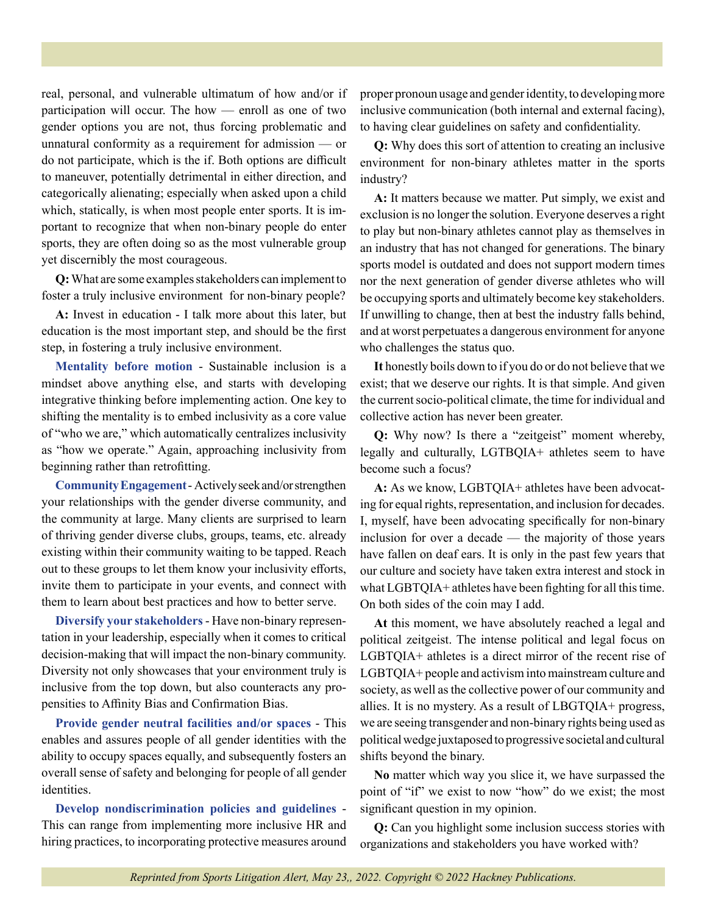real, personal, and vulnerable ultimatum of how and/or if participation will occur. The how — enroll as one of two gender options you are not, thus forcing problematic and unnatural conformity as a requirement for admission — or do not participate, which is the if. Both options are difficult to maneuver, potentially detrimental in either direction, and categorically alienating; especially when asked upon a child which, statically, is when most people enter sports. It is important to recognize that when non-binary people do enter sports, they are often doing so as the most vulnerable group yet discernibly the most courageous.

**Q:** What are some examples stakeholders can implement to foster a truly inclusive environment for non-binary people?

**A:** Invest in education - I talk more about this later, but education is the most important step, and should be the first step, in fostering a truly inclusive environment.

**Mentality before motion** - Sustainable inclusion is a mindset above anything else, and starts with developing integrative thinking before implementing action. One key to shifting the mentality is to embed inclusivity as a core value of "who we are," which automatically centralizes inclusivity as "how we operate." Again, approaching inclusivity from beginning rather than retrofitting.

**Community Engagement** - Actively seek and/or strengthen your relationships with the gender diverse community, and the community at large. Many clients are surprised to learn of thriving gender diverse clubs, groups, teams, etc. already existing within their community waiting to be tapped. Reach out to these groups to let them know your inclusivity efforts, invite them to participate in your events, and connect with them to learn about best practices and how to better serve.

**Diversify your stakeholders** - Have non-binary representation in your leadership, especially when it comes to critical decision-making that will impact the non-binary community. Diversity not only showcases that your environment truly is inclusive from the top down, but also counteracts any propensities to Affinity Bias and Confirmation Bias.

**Provide gender neutral facilities and/or spaces** - This enables and assures people of all gender identities with the ability to occupy spaces equally, and subsequently fosters an overall sense of safety and belonging for people of all gender identities.

**Develop nondiscrimination policies and guidelines** - This can range from implementing more inclusive HR and hiring practices, to incorporating protective measures around proper pronoun usage and gender identity, to developing more inclusive communication (both internal and external facing), to having clear guidelines on safety and confidentiality.

**Q:** Why does this sort of attention to creating an inclusive environment for non-binary athletes matter in the sports industry?

**A:** It matters because we matter. Put simply, we exist and exclusion is no longer the solution. Everyone deserves a right to play but non-binary athletes cannot play as themselves in an industry that has not changed for generations. The binary sports model is outdated and does not support modern times nor the next generation of gender diverse athletes who will be occupying sports and ultimately become key stakeholders. If unwilling to change, then at best the industry falls behind, and at worst perpetuates a dangerous environment for anyone who challenges the status quo.

It honestly boils down to if you do or do not believe that we exist; that we deserve our rights. It is that simple. And given the current socio-political climate, the time for individual and collective action has never been greater.

**Q:** Why now? Is there a "zeitgeist" moment whereby, legally and culturally, LGTBQIA+ athletes seem to have become such a focus?

**A:** As we know, LGBTQIA+ athletes have been advocating for equal rights, representation, and inclusion for decades. I, myself, have been advocating specifically for non-binary inclusion for over a decade — the majority of those years have fallen on deaf ears. It is only in the past few years that our culture and society have taken extra interest and stock in what LGBTQIA+ athletes have been fighting for all this time. On both sides of the coin may I add.

At this moment, we have absolutely reached a legal and political zeitgeist. The intense political and legal focus on LGBTQIA+ athletes is a direct mirror of the recent rise of LGBTQIA+ people and activism into mainstream culture and society, as well as the collective power of our community and allies. It is no mystery. As a result of LBGTQIA+ progress, we are seeing transgender and non-binary rights being used as political wedge juxtaposed to progressive societal and cultural shifts beyond the binary.

No matter which way you slice it, we have surpassed the point of "if" we exist to now "how" do we exist; the most significant question in my opinion.

**Q:** Can you highlight some inclusion success stories with organizations and stakeholders you have worked with?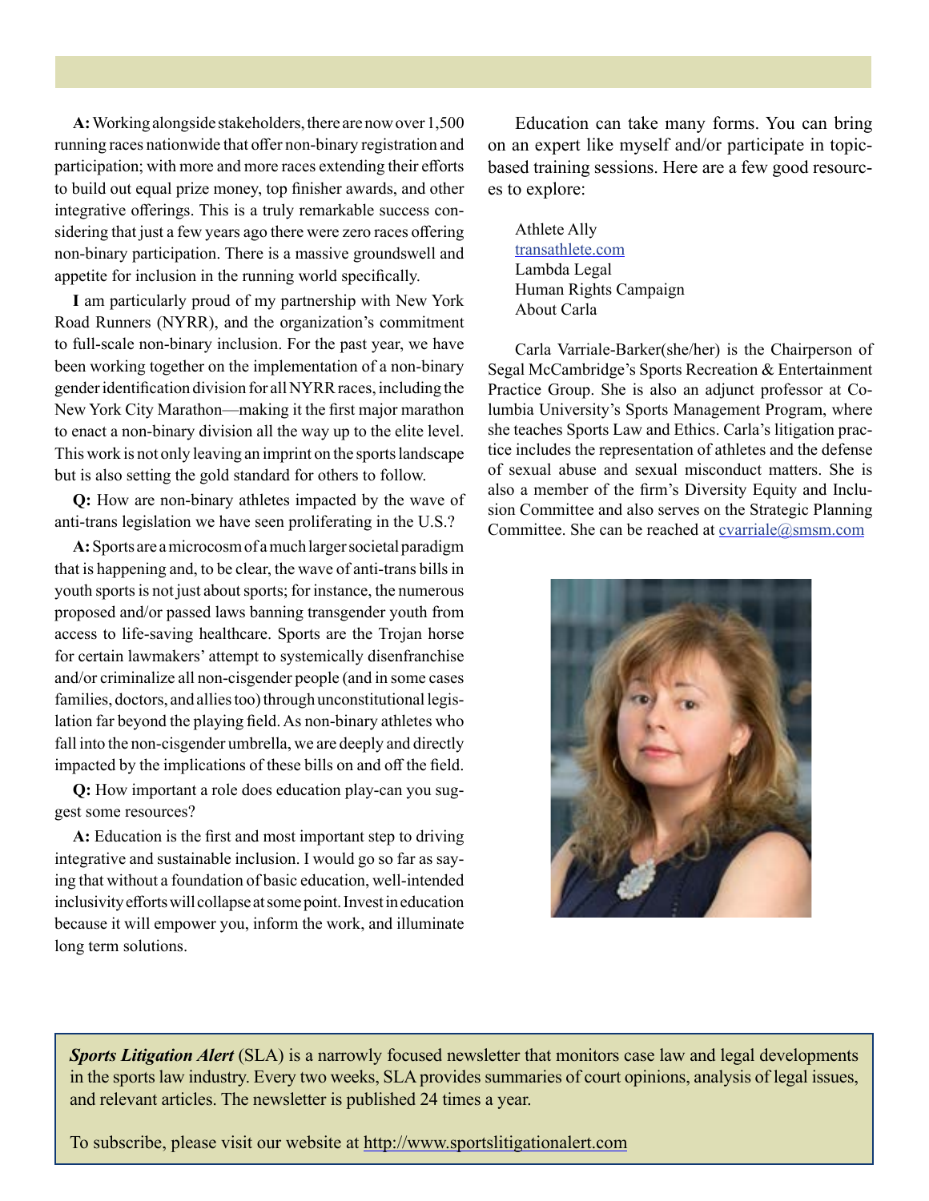**A:** Working alongside stakeholders, there are now over 1,500 running races nationwide that offer non-binary registration and participation; with more and more races extending their efforts to build out equal prize money, top finisher awards, and other integrative offerings. This is a truly remarkable success considering that just a few years ago there were zero races offering non-binary participation. There is a massive groundswell and appetite for inclusion in the running world specifically.

**I** am particularly proud of my partnership with New York Road Runners (NYRR), and the organization's commitment to full-scale non-binary inclusion. For the past year, we have been working together on the implementation of a non-binary gender identification division for all NYRR races, including the New York City Marathon—making it the first major marathon to enact a non-binary division all the way up to the elite level. This work is not only leaving an imprint on the sports landscape but is also setting the gold standard for others to follow.

**Q:** How are non-binary athletes impacted by the wave of anti-trans legislation we have seen proliferating in the U.S.?

**A:** Sports are a microcosm of a much larger societal paradigm that is happening and, to be clear, the wave of anti-trans bills in youth sports is not just about sports; for instance, the numerous proposed and/or passed laws banning transgender youth from access to life-saving healthcare. Sports are the Trojan horse for certain lawmakers' attempt to systemically disenfranchise and/or criminalize all non-cisgender people (and in some cases families, doctors, and allies too) through unconstitutional legislation far beyond the playing field. As non-binary athletes who fall into the non-cisgender umbrella, we are deeply and directly impacted by the implications of these bills on and off the field.

**Q:** How important a role does education play-can you suggest some resources?

**A:** Education is the first and most important step to driving integrative and sustainable inclusion. I would go so far as saying that without a foundation of basic education, well-intended inclusivity efforts will collapse at some point. Invest in education because it will empower you, inform the work, and illuminate long term solutions.

Education can take many forms. You can bring on an expert like myself and/or participate in topic-based training sessions. Here are a few good resources to explore:

Athlete Ally
transathlete.com
Lambda Legal
Human Rights Campaign
About Carla

Carla Varriale-Barker(she/her) is the Chairperson of Segal McCambridge's Sports Recreation & Entertainment Practice Group. She is also an adjunct professor at Columbia University's Sports Management Program, where she teaches Sports Law and Ethics. Carla's litigation practice includes the representation of athletes and the defense of sexual abuse and sexual misconduct matters. She is also a member of the firm's Diversity Equity and Inclusion Committee and also serves on the Strategic Planning Committee. She can be reached at cvarriale@smsm.com

***Sports Litigation Alert*** (SLA) is a narrowly focused newsletter that monitors case law and legal developments in the sports law industry. Every two weeks, SLA provides summaries of court opinions, analysis of legal issues, and relevant articles. The newsletter is published 24 times a year.

To subscribe, please visit our website at http://www.sportslitigationalert.com